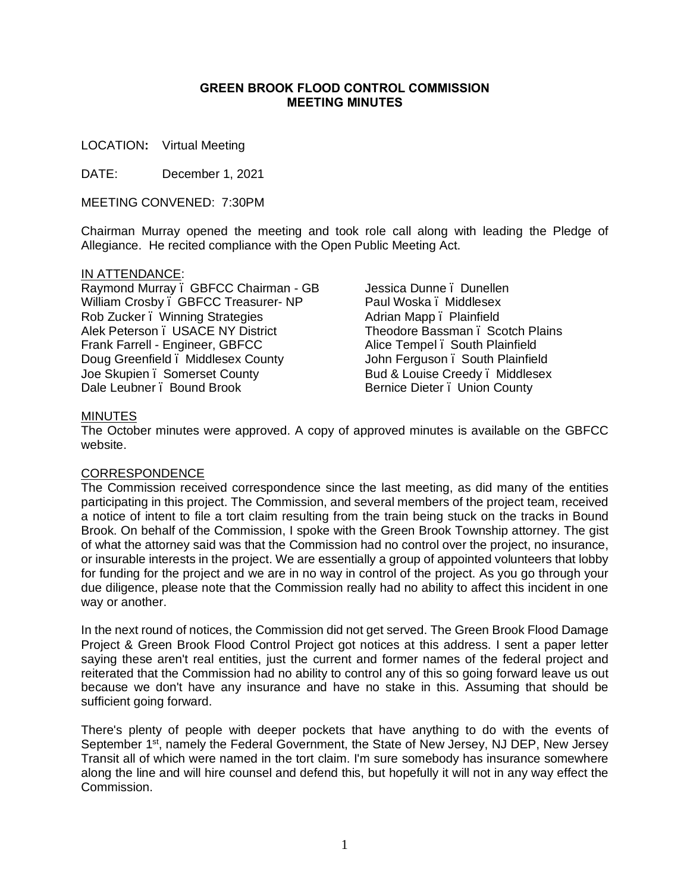**GREEN BROOK FLOOD CONTROL COMMISSION**
**MEETING MINUTES**

LOCATION**:** Virtual Meeting

DATE: December 1, 2021

MEETING CONVENED: 7:30PM

Chairman Murray opened the meeting and took role call along with leading the Pledge of Allegiance. He recited compliance with the Open Public Meeting Act.

IN ATTENDANCE:

Raymond Murray – GBFCC Chairman - GB
William Crosby – GBFCC Treasurer- NP
Rob Zucker – Winning Strategies
Alek Peterson – USACE NY District
Frank Farrell - Engineer, GBFCC
Doug Greenfield – Middlesex County
Joe Skupien – Somerset County
Dale Leubner – Bound Brook
Jessica Dunne – Dunellen
Paul Woska – Middlesex
Adrian Mapp – Plainfield
Theodore Bassman – Scotch Plains
Alice Tempel – South Plainfield
John Ferguson – South Plainfield
Bud & Louise Creedy – Middlesex
Bernice Dieter – Union County

MINUTES

The October minutes were approved. A copy of approved minutes is available on the GBFCC website.

CORRESPONDENCE

The Commission received correspondence since the last meeting, as did many of the entities participating in this project. The Commission, and several members of the project team, received a notice of intent to file a tort claim resulting from the train being stuck on the tracks in Bound Brook. On behalf of the Commission, I spoke with the Green Brook Township attorney. The gist of what the attorney said was that the Commission had no control over the project, no insurance, or insurable interests in the project. We are essentially a group of appointed volunteers that lobby for funding for the project and we are in no way in control of the project. As you go through your due diligence, please note that the Commission really had no ability to affect this incident in one way or another.

In the next round of notices, the Commission did not get served. The Green Brook Flood Damage Project & Green Brook Flood Control Project got notices at this address. I sent a paper letter saying these aren't real entities, just the current and former names of the federal project and reiterated that the Commission had no ability to control any of this so going forward leave us out because we don't have any insurance and have no stake in this. Assuming that should be sufficient going forward.

There's plenty of people with deeper pockets that have anything to do with the events of September 1st, namely the Federal Government, the State of New Jersey, NJ DEP, New Jersey Transit all of which were named in the tort claim. I'm sure somebody has insurance somewhere along the line and will hire counsel and defend this, but hopefully it will not in any way effect the Commission.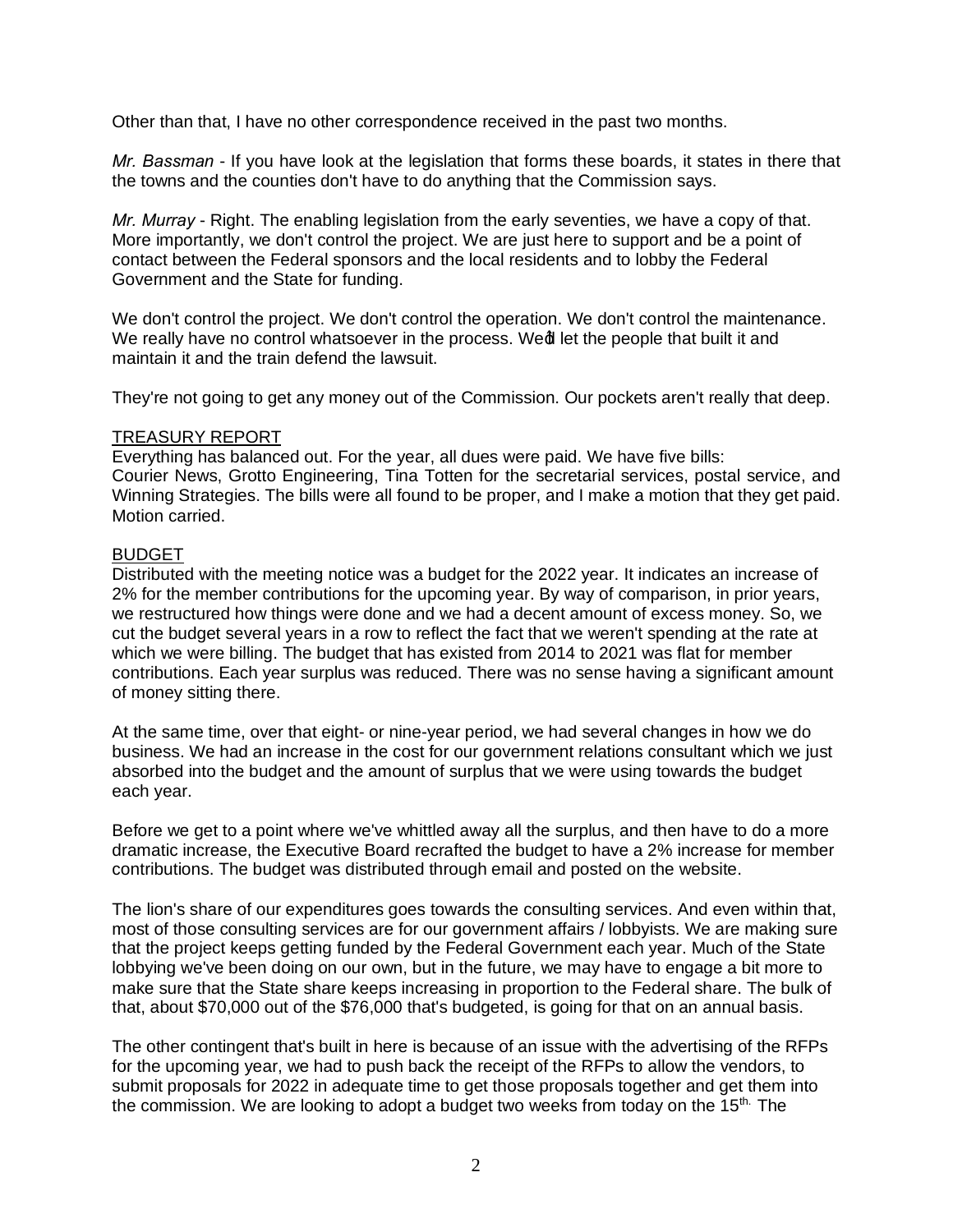Other than that, I have no other correspondence received in the past two months.

*Mr. Bassman* - If you have look at the legislation that forms these boards, it states in there that the towns and the counties don't have to do anything that the Commission says.

*Mr. Murray* - Right. The enabling legislation from the early seventies, we have a copy of that. More importantly, we don't control the project. We are just here to support and be a point of contact between the Federal sponsors and the local residents and to lobby the Federal Government and the State for funding.

We don't control the project. We don't control the operation. We don't control the maintenance. We really have no control whatsoever in the process. We'd let the people that built it and maintain it and the train defend the lawsuit.

They're not going to get any money out of the Commission. Our pockets aren't really that deep.

TREASURY REPORT

Everything has balanced out. For the year, all dues were paid. We have five bills: Courier News, Grotto Engineering, Tina Totten for the secretarial services, postal service, and Winning Strategies. The bills were all found to be proper, and I make a motion that they get paid. Motion carried.

BUDGET

Distributed with the meeting notice was a budget for the 2022 year. It indicates an increase of 2% for the member contributions for the upcoming year. By way of comparison, in prior years, we restructured how things were done and we had a decent amount of excess money. So, we cut the budget several years in a row to reflect the fact that we weren't spending at the rate at which we were billing. The budget that has existed from 2014 to 2021 was flat for member contributions. Each year surplus was reduced. There was no sense having a significant amount of money sitting there.

At the same time, over that eight- or nine-year period, we had several changes in how we do business. We had an increase in the cost for our government relations consultant which we just absorbed into the budget and the amount of surplus that we were using towards the budget each year.

Before we get to a point where we've whittled away all the surplus, and then have to do a more dramatic increase, the Executive Board recrafted the budget to have a 2% increase for member contributions. The budget was distributed through email and posted on the website.

The lion's share of our expenditures goes towards the consulting services. And even within that, most of those consulting services are for our government affairs / lobbyists. We are making sure that the project keeps getting funded by the Federal Government each year. Much of the State lobbying we've been doing on our own, but in the future, we may have to engage a bit more to make sure that the State share keeps increasing in proportion to the Federal share. The bulk of that, about $70,000 out of the $76,000 that's budgeted, is going for that on an annual basis.

The other contingent that's built in here is because of an issue with the advertising of the RFPs for the upcoming year, we had to push back the receipt of the RFPs to allow the vendors, to submit proposals for 2022 in adequate time to get those proposals together and get them into the commission. We are looking to adopt a budget two weeks from today on the 15th. The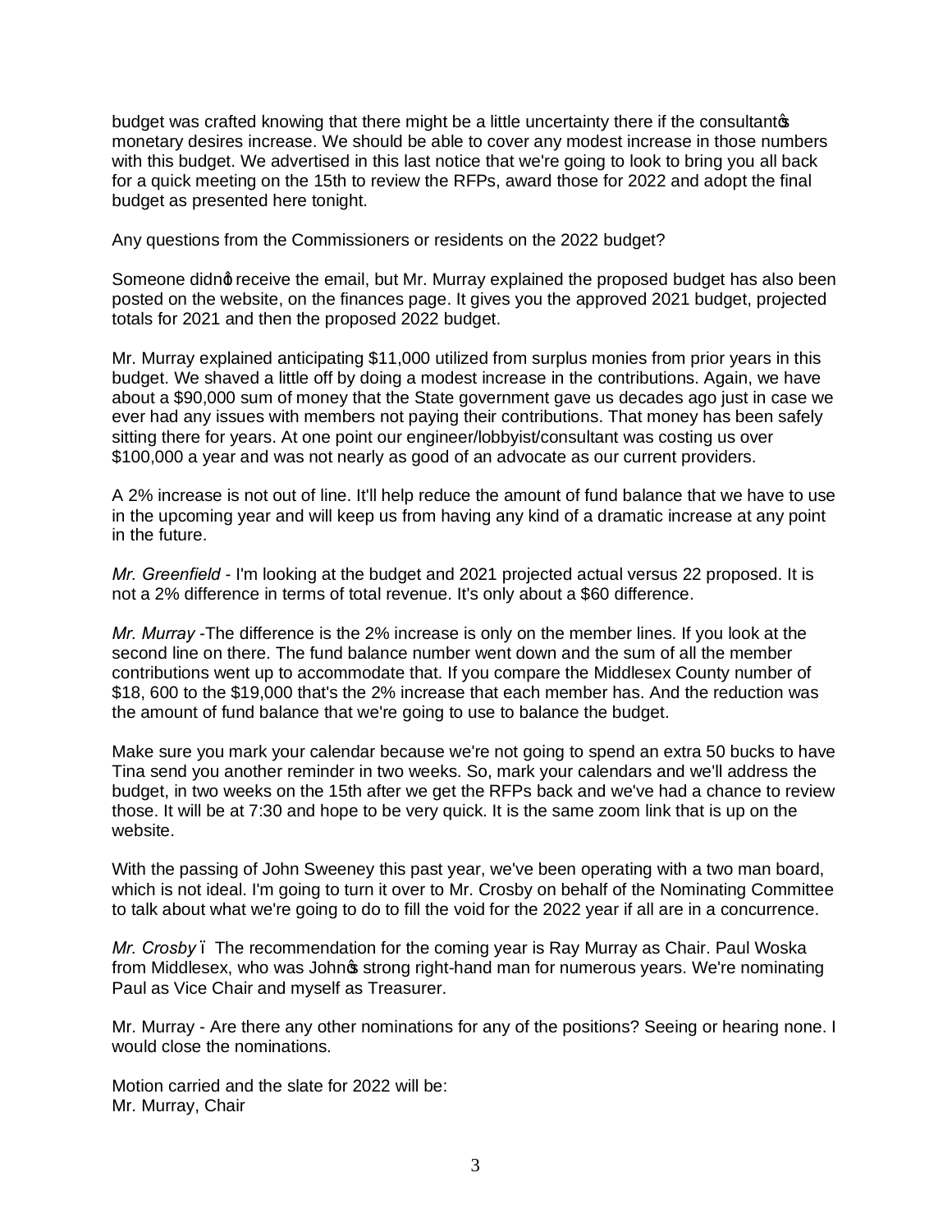budget was crafted knowing that there might be a little uncertainty there if the consultant's monetary desires increase. We should be able to cover any modest increase in those numbers with this budget. We advertised in this last notice that we're going to look to bring you all back for a quick meeting on the 15th to review the RFPs, award those for 2022 and adopt the final budget as presented here tonight.

Any questions from the Commissioners or residents on the 2022 budget?

Someone didn't receive the email, but Mr. Murray explained the proposed budget has also been posted on the website, on the finances page. It gives you the approved 2021 budget, projected totals for 2021 and then the proposed 2022 budget.

Mr. Murray explained anticipating $11,000 utilized from surplus monies from prior years in this budget. We shaved a little off by doing a modest increase in the contributions. Again, we have about a $90,000 sum of money that the State government gave us decades ago just in case we ever had any issues with members not paying their contributions. That money has been safely sitting there for years. At one point our engineer/lobbyist/consultant was costing us over $100,000 a year and was not nearly as good of an advocate as our current providers.

A 2% increase is not out of line. It'll help reduce the amount of fund balance that we have to use in the upcoming year and will keep us from having any kind of a dramatic increase at any point in the future.

*Mr. Greenfield* - I'm looking at the budget and 2021 projected actual versus 22 proposed. It is not a 2% difference in terms of total revenue. It's only about a $60 difference.

*Mr. Murray* -The difference is the 2% increase is only on the member lines. If you look at the second line on there. The fund balance number went down and the sum of all the member contributions went up to accommodate that. If you compare the Middlesex County number of $18, 600 to the $19,000 that's the 2% increase that each member has. And the reduction was the amount of fund balance that we're going to use to balance the budget.

Make sure you mark your calendar because we're not going to spend an extra 50 bucks to have Tina send you another reminder in two weeks. So, mark your calendars and we'll address the budget, in two weeks on the 15th after we get the RFPs back and we've had a chance to review those. It will be at 7:30 and hope to be very quick. It is the same zoom link that is up on the website.

With the passing of John Sweeney this past year, we've been operating with a two man board, which is not ideal. I'm going to turn it over to Mr. Crosby on behalf of the Nominating Committee to talk about what we're going to do to fill the void for the 2022 year if all are in a concurrence.

*Mr. Crosby* – The recommendation for the coming year is Ray Murray as Chair. Paul Woska from Middlesex, who was John's strong right-hand man for numerous years. We're nominating Paul as Vice Chair and myself as Treasurer.

Mr. Murray - Are there any other nominations for any of the positions? Seeing or hearing none. I would close the nominations.

Motion carried and the slate for 2022 will be:
Mr. Murray, Chair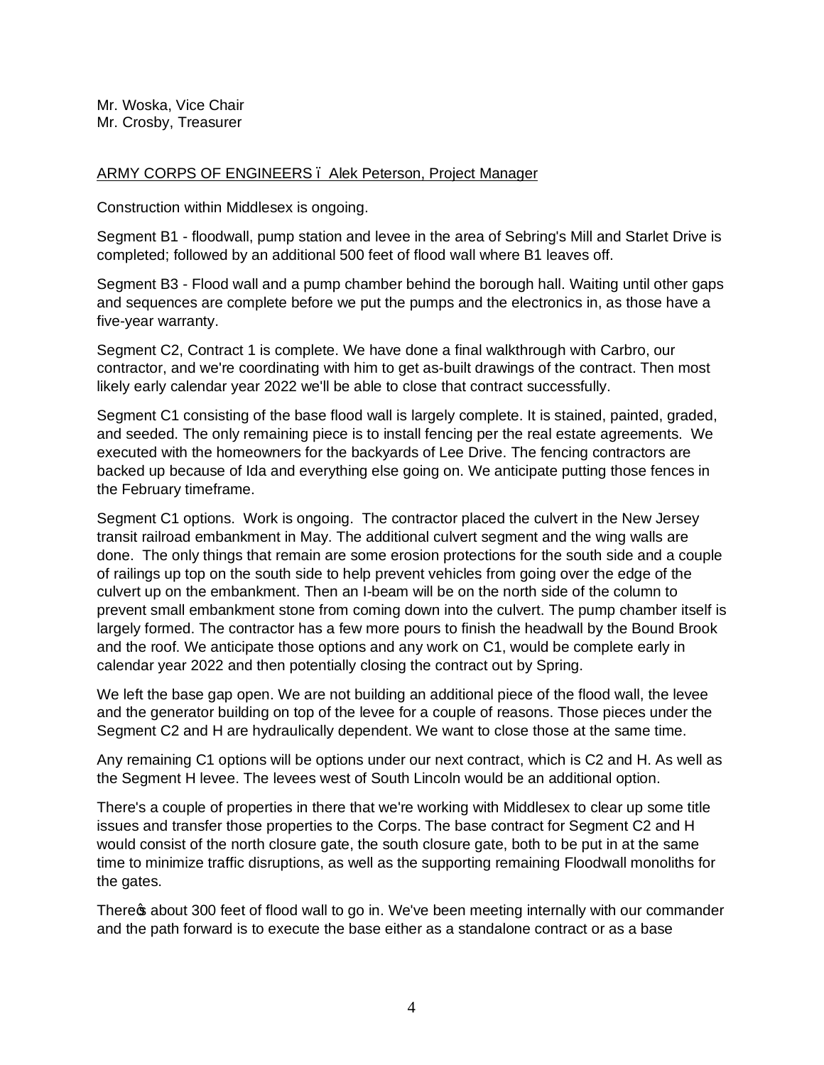Mr. Woska, Vice Chair
Mr. Crosby, Treasurer

ARMY CORPS OF ENGINEERS – Alek Peterson, Project Manager

Construction within Middlesex is ongoing.

Segment B1 - floodwall, pump station and levee in the area of Sebring's Mill and Starlet Drive is completed; followed by an additional 500 feet of flood wall where B1 leaves off.

Segment B3 - Flood wall and a pump chamber behind the borough hall. Waiting until other gaps and sequences are complete before we put the pumps and the electronics in, as those have a five-year warranty.

Segment C2, Contract 1 is complete. We have done a final walkthrough with Carbro, our contractor, and we're coordinating with him to get as-built drawings of the contract. Then most likely early calendar year 2022 we'll be able to close that contract successfully.

Segment C1 consisting of the base flood wall is largely complete. It is stained, painted, graded, and seeded. The only remaining piece is to install fencing per the real estate agreements. We executed with the homeowners for the backyards of Lee Drive. The fencing contractors are backed up because of Ida and everything else going on. We anticipate putting those fences in the February timeframe.

Segment C1 options. Work is ongoing. The contractor placed the culvert in the New Jersey transit railroad embankment in May. The additional culvert segment and the wing walls are done. The only things that remain are some erosion protections for the south side and a couple of railings up top on the south side to help prevent vehicles from going over the edge of the culvert up on the embankment. Then an I-beam will be on the north side of the column to prevent small embankment stone from coming down into the culvert. The pump chamber itself is largely formed. The contractor has a few more pours to finish the headwall by the Bound Brook and the roof. We anticipate those options and any work on C1, would be complete early in calendar year 2022 and then potentially closing the contract out by Spring.

We left the base gap open. We are not building an additional piece of the flood wall, the levee and the generator building on top of the levee for a couple of reasons. Those pieces under the Segment C2 and H are hydraulically dependent. We want to close those at the same time.

Any remaining C1 options will be options under our next contract, which is C2 and H. As well as the Segment H levee. The levees west of South Lincoln would be an additional option.

There's a couple of properties in there that we're working with Middlesex to clear up some title issues and transfer those properties to the Corps. The base contract for Segment C2 and H would consist of the north closure gate, the south closure gate, both to be put in at the same time to minimize traffic disruptions, as well as the supporting remaining Floodwall monoliths for the gates.

There's about 300 feet of flood wall to go in. We've been meeting internally with our commander and the path forward is to execute the base either as a standalone contract or as a base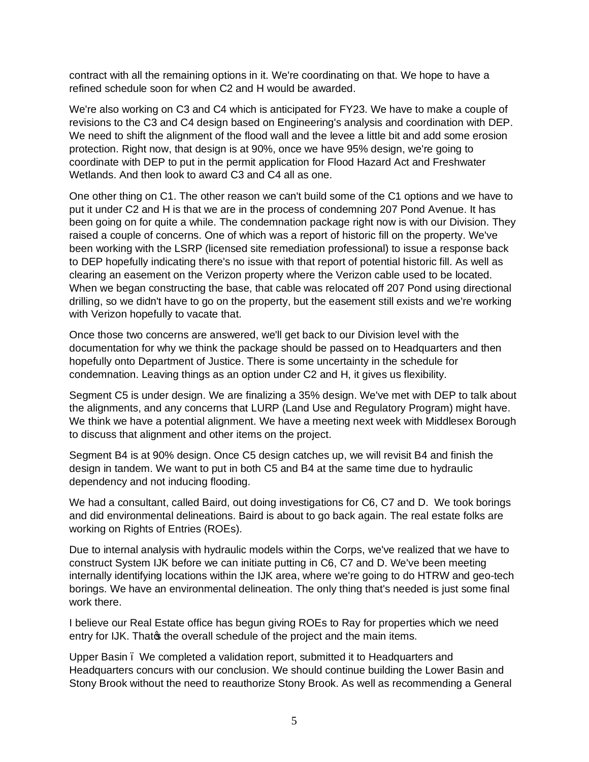contract with all the remaining options in it. We're coordinating on that. We hope to have a refined schedule soon for when C2 and H would be awarded.

We're also working on C3 and C4 which is anticipated for FY23. We have to make a couple of revisions to the C3 and C4 design based on Engineering's analysis and coordination with DEP. We need to shift the alignment of the flood wall and the levee a little bit and add some erosion protection. Right now, that design is at 90%, once we have 95% design, we're going to coordinate with DEP to put in the permit application for Flood Hazard Act and Freshwater Wetlands. And then look to award C3 and C4 all as one.

One other thing on C1. The other reason we can't build some of the C1 options and we have to put it under C2 and H is that we are in the process of condemning 207 Pond Avenue. It has been going on for quite a while. The condemnation package right now is with our Division. They raised a couple of concerns. One of which was a report of historic fill on the property. We've been working with the LSRP (licensed site remediation professional) to issue a response back to DEP hopefully indicating there's no issue with that report of potential historic fill. As well as clearing an easement on the Verizon property where the Verizon cable used to be located. When we began constructing the base, that cable was relocated off 207 Pond using directional drilling, so we didn't have to go on the property, but the easement still exists and we're working with Verizon hopefully to vacate that.

Once those two concerns are answered, we'll get back to our Division level with the documentation for why we think the package should be passed on to Headquarters and then hopefully onto Department of Justice. There is some uncertainty in the schedule for condemnation. Leaving things as an option under C2 and H, it gives us flexibility.

Segment C5 is under design. We are finalizing a 35% design. We've met with DEP to talk about the alignments, and any concerns that LURP (Land Use and Regulatory Program) might have. We think we have a potential alignment. We have a meeting next week with Middlesex Borough to discuss that alignment and other items on the project.

Segment B4 is at 90% design. Once C5 design catches up, we will revisit B4 and finish the design in tandem. We want to put in both C5 and B4 at the same time due to hydraulic dependency and not inducing flooding.

We had a consultant, called Baird, out doing investigations for C6, C7 and D. We took borings and did environmental delineations. Baird is about to go back again. The real estate folks are working on Rights of Entries (ROEs).

Due to internal analysis with hydraulic models within the Corps, we've realized that we have to construct System IJK before we can initiate putting in C6, C7 and D. We've been meeting internally identifying locations within the IJK area, where we're going to do HTRW and geo-tech borings. We have an environmental delineation. The only thing that's needed is just some final work there.

I believe our Real Estate office has begun giving ROEs to Ray for properties which we need entry for IJK. That's the overall schedule of the project and the main items.

Upper Basin – We completed a validation report, submitted it to Headquarters and Headquarters concurs with our conclusion. We should continue building the Lower Basin and Stony Brook without the need to reauthorize Stony Brook. As well as recommending a General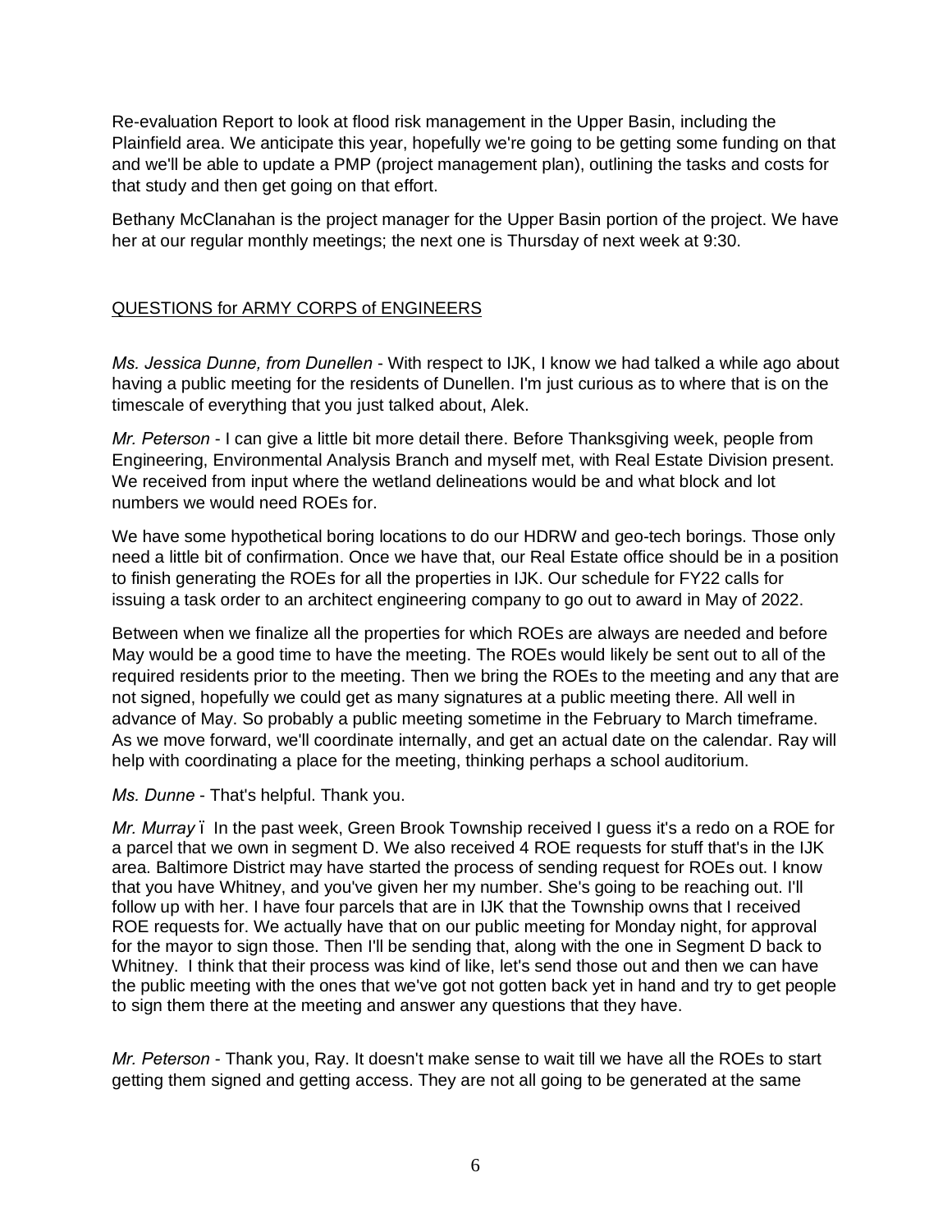Re-evaluation Report to look at flood risk management in the Upper Basin, including the Plainfield area. We anticipate this year, hopefully we're going to be getting some funding on that and we'll be able to update a PMP (project management plan), outlining the tasks and costs for that study and then get going on that effort.

Bethany McClanahan is the project manager for the Upper Basin portion of the project. We have her at our regular monthly meetings; the next one is Thursday of next week at 9:30.

<u>QUESTIONS for ARMY CORPS of ENGINEERS</u>

*Ms. Jessica Dunne, from Dunellen* - With respect to IJK, I know we had talked a while ago about having a public meeting for the residents of Dunellen. I'm just curious as to where that is on the timescale of everything that you just talked about, Alek.

*Mr. Peterson* - I can give a little bit more detail there. Before Thanksgiving week, people from Engineering, Environmental Analysis Branch and myself met, with Real Estate Division present. We received from input where the wetland delineations would be and what block and lot numbers we would need ROEs for.

We have some hypothetical boring locations to do our HDRW and geo-tech borings. Those only need a little bit of confirmation. Once we have that, our Real Estate office should be in a position to finish generating the ROEs for all the properties in IJK. Our schedule for FY22 calls for issuing a task order to an architect engineering company to go out to award in May of 2022.

Between when we finalize all the properties for which ROEs are always are needed and before May would be a good time to have the meeting. The ROEs would likely be sent out to all of the required residents prior to the meeting. Then we bring the ROEs to the meeting and any that are not signed, hopefully we could get as many signatures at a public meeting there. All well in advance of May. So probably a public meeting sometime in the February to March timeframe. As we move forward, we'll coordinate internally, and get an actual date on the calendar. Ray will help with coordinating a place for the meeting, thinking perhaps a school auditorium.

*Ms. Dunne* - That's helpful. Thank you.

*Mr. Murray* – In the past week, Green Brook Township received I guess it's a redo on a ROE for a parcel that we own in segment D. We also received 4 ROE requests for stuff that's in the IJK area. Baltimore District may have started the process of sending request for ROEs out. I know that you have Whitney, and you've given her my number. She's going to be reaching out. I'll follow up with her. I have four parcels that are in IJK that the Township owns that I received ROE requests for. We actually have that on our public meeting for Monday night, for approval for the mayor to sign those. Then I'll be sending that, along with the one in Segment D back to Whitney. I think that their process was kind of like, let's send those out and then we can have the public meeting with the ones that we've got not gotten back yet in hand and try to get people to sign them there at the meeting and answer any questions that they have.

*Mr. Peterson* - Thank you, Ray. It doesn't make sense to wait till we have all the ROEs to start getting them signed and getting access. They are not all going to be generated at the same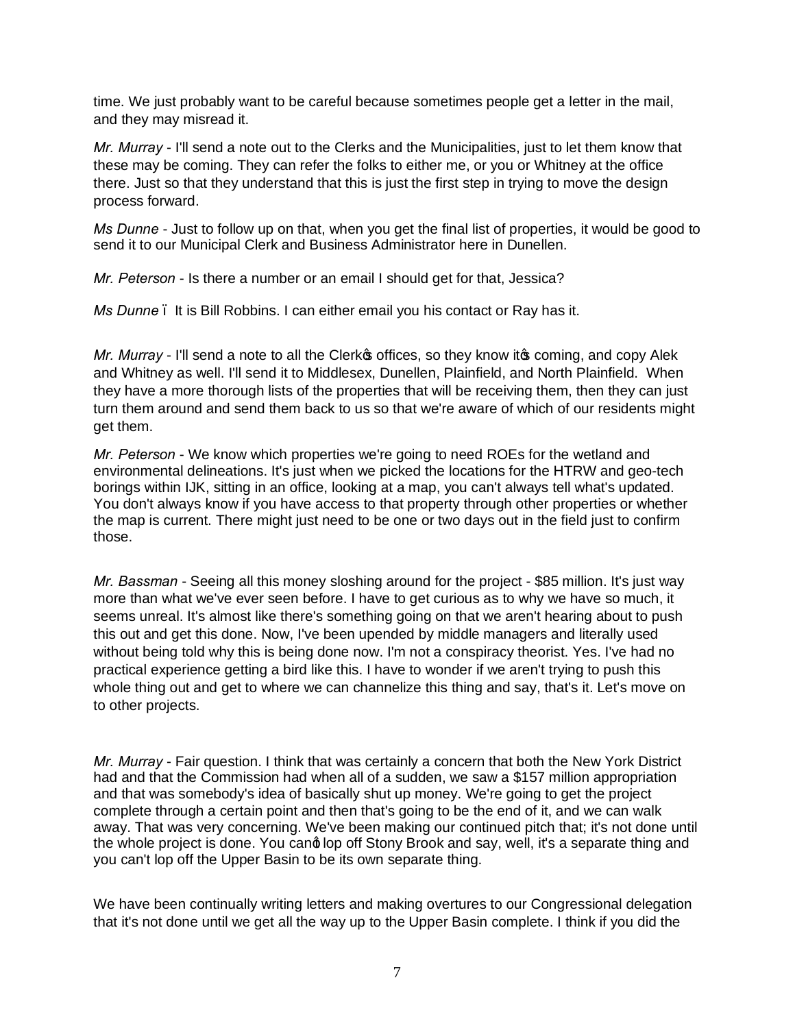time. We just probably want to be careful because sometimes people get a letter in the mail, and they may misread it.

*Mr. Murray* - I'll send a note out to the Clerks and the Municipalities, just to let them know that these may be coming. They can refer the folks to either me, or you or Whitney at the office there. Just so that they understand that this is just the first step in trying to move the design process forward.

*Ms Dunne* - Just to follow up on that, when you get the final list of properties, it would be good to send it to our Municipal Clerk and Business Administrator here in Dunellen.

*Mr. Peterson* - Is there a number or an email I should get for that, Jessica?

*Ms Dunne* – It is Bill Robbins. I can either email you his contact or Ray has it.

*Mr. Murray* - I'll send a note to all the Clerk's offices, so they know it's coming, and copy Alek and Whitney as well. I'll send it to Middlesex, Dunellen, Plainfield, and North Plainfield. When they have a more thorough lists of the properties that will be receiving them, then they can just turn them around and send them back to us so that we're aware of which of our residents might get them.

*Mr. Peterson* - We know which properties we're going to need ROEs for the wetland and environmental delineations. It's just when we picked the locations for the HTRW and geo-tech borings within IJK, sitting in an office, looking at a map, you can't always tell what's updated. You don't always know if you have access to that property through other properties or whether the map is current. There might just need to be one or two days out in the field just to confirm those.

*Mr. Bassman* - Seeing all this money sloshing around for the project - $85 million. It's just way more than what we've ever seen before. I have to get curious as to why we have so much, it seems unreal. It's almost like there's something going on that we aren't hearing about to push this out and get this done. Now, I've been upended by middle managers and literally used without being told why this is being done now. I'm not a conspiracy theorist. Yes. I've had no practical experience getting a bird like this. I have to wonder if we aren't trying to push this whole thing out and get to where we can channelize this thing and say, that's it. Let's move on to other projects.

*Mr. Murray* - Fair question. I think that was certainly a concern that both the New York District had and that the Commission had when all of a sudden, we saw a $157 million appropriation and that was somebody's idea of basically shut up money. We're going to get the project complete through a certain point and then that's going to be the end of it, and we can walk away. That was very concerning. We've been making our continued pitch that; it's not done until the whole project is done. You can't lop off Stony Brook and say, well, it's a separate thing and you can't lop off the Upper Basin to be its own separate thing.

We have been continually writing letters and making overtures to our Congressional delegation that it's not done until we get all the way up to the Upper Basin complete. I think if you did the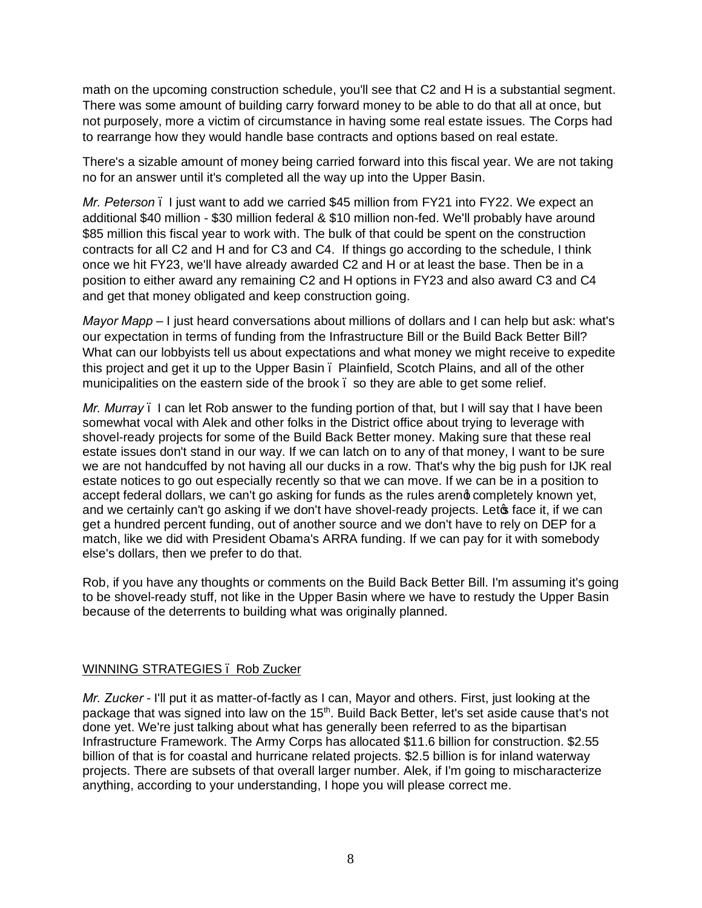math on the upcoming construction schedule, you'll see that C2 and H is a substantial segment. There was some amount of building carry forward money to be able to do that all at once, but not purposely, more a victim of circumstance in having some real estate issues. The Corps had to rearrange how they would handle base contracts and options based on real estate.

There's a sizable amount of money being carried forward into this fiscal year. We are not taking no for an answer until it's completed all the way up into the Upper Basin.

*Mr. Peterson* – I just want to add we carried $45 million from FY21 into FY22. We expect an additional $40 million - $30 million federal & $10 million non-fed. We'll probably have around $85 million this fiscal year to work with. The bulk of that could be spent on the construction contracts for all C2 and H and for C3 and C4. If things go according to the schedule, I think once we hit FY23, we'll have already awarded C2 and H or at least the base. Then be in a position to either award any remaining C2 and H options in FY23 and also award C3 and C4 and get that money obligated and keep construction going.

*Mayor Mapp* – I just heard conversations about millions of dollars and I can help but ask: what's our expectation in terms of funding from the Infrastructure Bill or the Build Back Better Bill? What can our lobbyists tell us about expectations and what money we might receive to expedite this project and get it up to the Upper Basin – Plainfield, Scotch Plains, and all of the other municipalities on the eastern side of the brook – so they are able to get some relief.

*Mr. Murray* – I can let Rob answer to the funding portion of that, but I will say that I have been somewhat vocal with Alek and other folks in the District office about trying to leverage with shovel-ready projects for some of the Build Back Better money. Making sure that these real estate issues don't stand in our way. If we can latch on to any of that money, I want to be sure we are not handcuffed by not having all our ducks in a row. That's why the big push for IJK real estate notices to go out especially recently so that we can move. If we can be in a position to accept federal dollars, we can't go asking for funds as the rules aren't completely known yet, and we certainly can't go asking if we don't have shovel-ready projects. Let's face it, if we can get a hundred percent funding, out of another source and we don't have to rely on DEP for a match, like we did with President Obama's ARRA funding. If we can pay for it with somebody else's dollars, then we prefer to do that.

Rob, if you have any thoughts or comments on the Build Back Better Bill. I'm assuming it's going to be shovel-ready stuff, not like in the Upper Basin where we have to restudy the Upper Basin because of the deterrents to building what was originally planned.

## WINNING STRATEGIES – Rob Zucker

*Mr. Zucker* - I'll put it as matter-of-factly as I can, Mayor and others. First, just looking at the package that was signed into law on the 15th. Build Back Better, let's set aside cause that's not done yet. We're just talking about what has generally been referred to as the bipartisan Infrastructure Framework. The Army Corps has allocated $11.6 billion for construction. $2.55 billion of that is for coastal and hurricane related projects. $2.5 billion is for inland waterway projects. There are subsets of that overall larger number. Alek, if I'm going to mischaracterize anything, according to your understanding, I hope you will please correct me.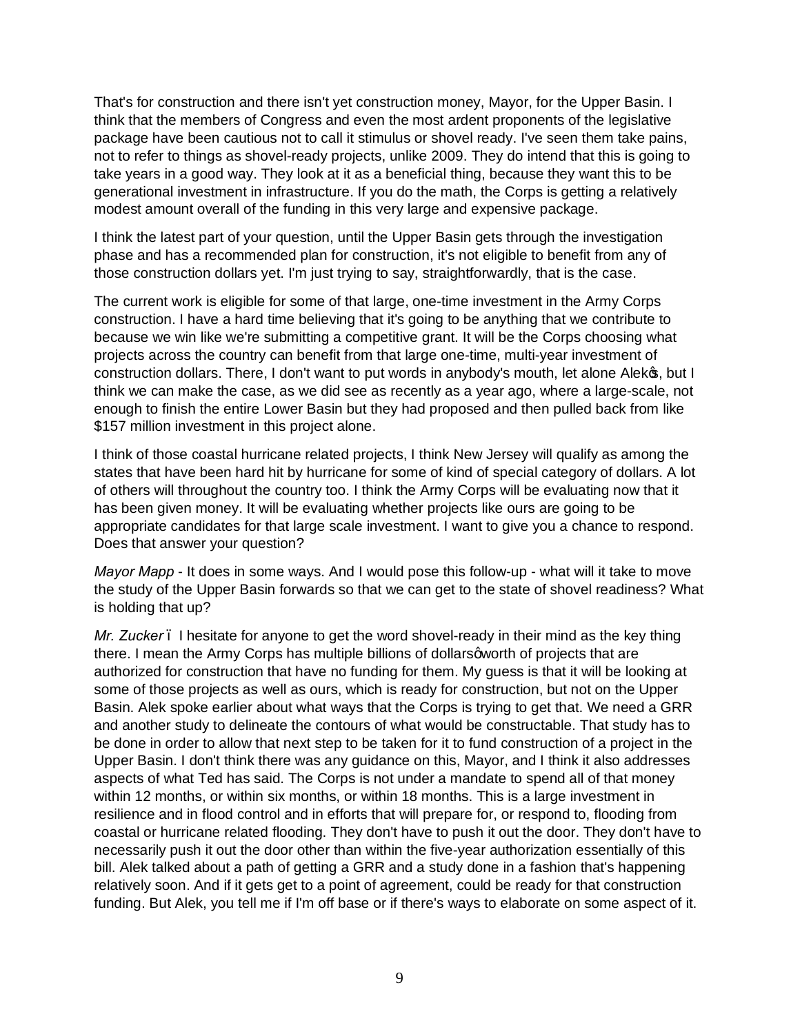That's for construction and there isn't yet construction money, Mayor, for the Upper Basin. I think that the members of Congress and even the most ardent proponents of the legislative package have been cautious not to call it stimulus or shovel ready. I've seen them take pains, not to refer to things as shovel-ready projects, unlike 2009. They do intend that this is going to take years in a good way. They look at it as a beneficial thing, because they want this to be generational investment in infrastructure. If you do the math, the Corps is getting a relatively modest amount overall of the funding in this very large and expensive package.

I think the latest part of your question, until the Upper Basin gets through the investigation phase and has a recommended plan for construction, it's not eligible to benefit from any of those construction dollars yet. I'm just trying to say, straightforwardly, that is the case.

The current work is eligible for some of that large, one-time investment in the Army Corps construction. I have a hard time believing that it's going to be anything that we contribute to because we win like we're submitting a competitive grant. It will be the Corps choosing what projects across the country can benefit from that large one-time, multi-year investment of construction dollars. There, I don't want to put words in anybody's mouth, let alone Alek's, but I think we can make the case, as we did see as recently as a year ago, where a large-scale, not enough to finish the entire Lower Basin but they had proposed and then pulled back from like \$157 million investment in this project alone.

I think of those coastal hurricane related projects, I think New Jersey will qualify as among the states that have been hard hit by hurricane for some of kind of special category of dollars. A lot of others will throughout the country too. I think the Army Corps will be evaluating now that it has been given money. It will be evaluating whether projects like ours are going to be appropriate candidates for that large scale investment. I want to give you a chance to respond. Does that answer your question?

*Mayor Mapp* - It does in some ways. And I would pose this follow-up - what will it take to move the study of the Upper Basin forwards so that we can get to the state of shovel readiness? What is holding that up?

*Mr. Zucker* – I hesitate for anyone to get the word shovel-ready in their mind as the key thing there. I mean the Army Corps has multiple billions of dollars' worth of projects that are authorized for construction that have no funding for them. My guess is that it will be looking at some of those projects as well as ours, which is ready for construction, but not on the Upper Basin. Alek spoke earlier about what ways that the Corps is trying to get that. We need a GRR and another study to delineate the contours of what would be constructable. That study has to be done in order to allow that next step to be taken for it to fund construction of a project in the Upper Basin. I don't think there was any guidance on this, Mayor, and I think it also addresses aspects of what Ted has said. The Corps is not under a mandate to spend all of that money within 12 months, or within six months, or within 18 months. This is a large investment in resilience and in flood control and in efforts that will prepare for, or respond to, flooding from coastal or hurricane related flooding. They don't have to push it out the door. They don't have to necessarily push it out the door other than within the five-year authorization essentially of this bill. Alek talked about a path of getting a GRR and a study done in a fashion that's happening relatively soon. And if it gets get to a point of agreement, could be ready for that construction funding. But Alek, you tell me if I'm off base or if there's ways to elaborate on some aspect of it.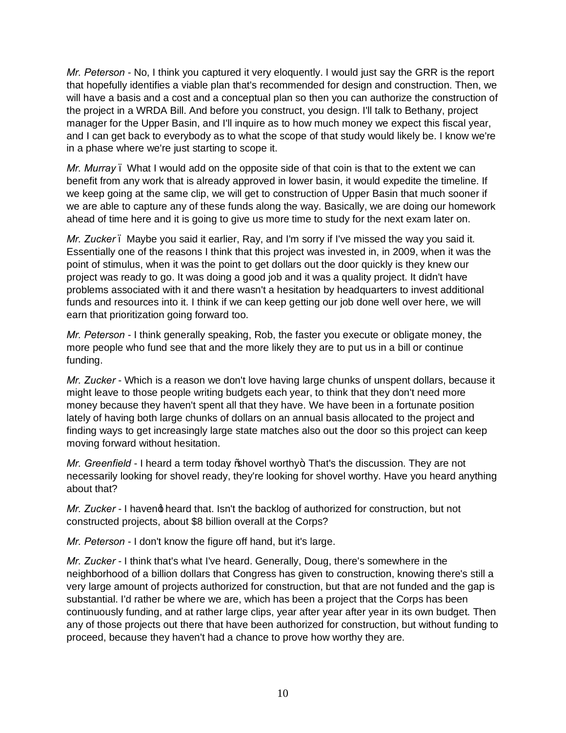*Mr. Peterson* - No, I think you captured it very eloquently. I would just say the GRR is the report that hopefully identifies a viable plan that's recommended for design and construction. Then, we will have a basis and a cost and a conceptual plan so then you can authorize the construction of the project in a WRDA Bill. And before you construct, you design. I'll talk to Bethany, project manager for the Upper Basin, and I'll inquire as to how much money we expect this fiscal year, and I can get back to everybody as to what the scope of that study would likely be. I know we're in a phase where we're just starting to scope it.

*Mr. Murray* – What I would add on the opposite side of that coin is that to the extent we can benefit from any work that is already approved in lower basin, it would expedite the timeline. If we keep going at the same clip, we will get to construction of Upper Basin that much sooner if we are able to capture any of these funds along the way. Basically, we are doing our homework ahead of time here and it is going to give us more time to study for the next exam later on.

*Mr. Zucker* – Maybe you said it earlier, Ray, and I'm sorry if I've missed the way you said it. Essentially one of the reasons I think that this project was invested in, in 2009, when it was the point of stimulus, when it was the point to get dollars out the door quickly is they knew our project was ready to go. It was doing a good job and it was a quality project. It didn't have problems associated with it and there wasn't a hesitation by headquarters to invest additional funds and resources into it. I think if we can keep getting our job done well over here, we will earn that prioritization going forward too.

*Mr. Peterson* - I think generally speaking, Rob, the faster you execute or obligate money, the more people who fund see that and the more likely they are to put us in a bill or continue funding.

*Mr. Zucker* - Which is a reason we don't love having large chunks of unspent dollars, because it might leave to those people writing budgets each year, to think that they don't need more money because they haven't spent all that they have. We have been in a fortunate position lately of having both large chunks of dollars on an annual basis allocated to the project and finding ways to get increasingly large state matches also out the door so this project can keep moving forward without hesitation.

*Mr. Greenfield* - I heard a term today "shovel worthy". That's the discussion. They are not necessarily looking for shovel ready, they're looking for shovel worthy. Have you heard anything about that?

*Mr. Zucker* - I haven't heard that. Isn't the backlog of authorized for construction, but not constructed projects, about $8 billion overall at the Corps?

*Mr. Peterson* - I don't know the figure off hand, but it's large.

*Mr. Zucker* - I think that's what I've heard. Generally, Doug, there's somewhere in the neighborhood of a billion dollars that Congress has given to construction, knowing there's still a very large amount of projects authorized for construction, but that are not funded and the gap is substantial. I'd rather be where we are, which has been a project that the Corps has been continuously funding, and at rather large clips, year after year after year in its own budget. Then any of those projects out there that have been authorized for construction, but without funding to proceed, because they haven't had a chance to prove how worthy they are.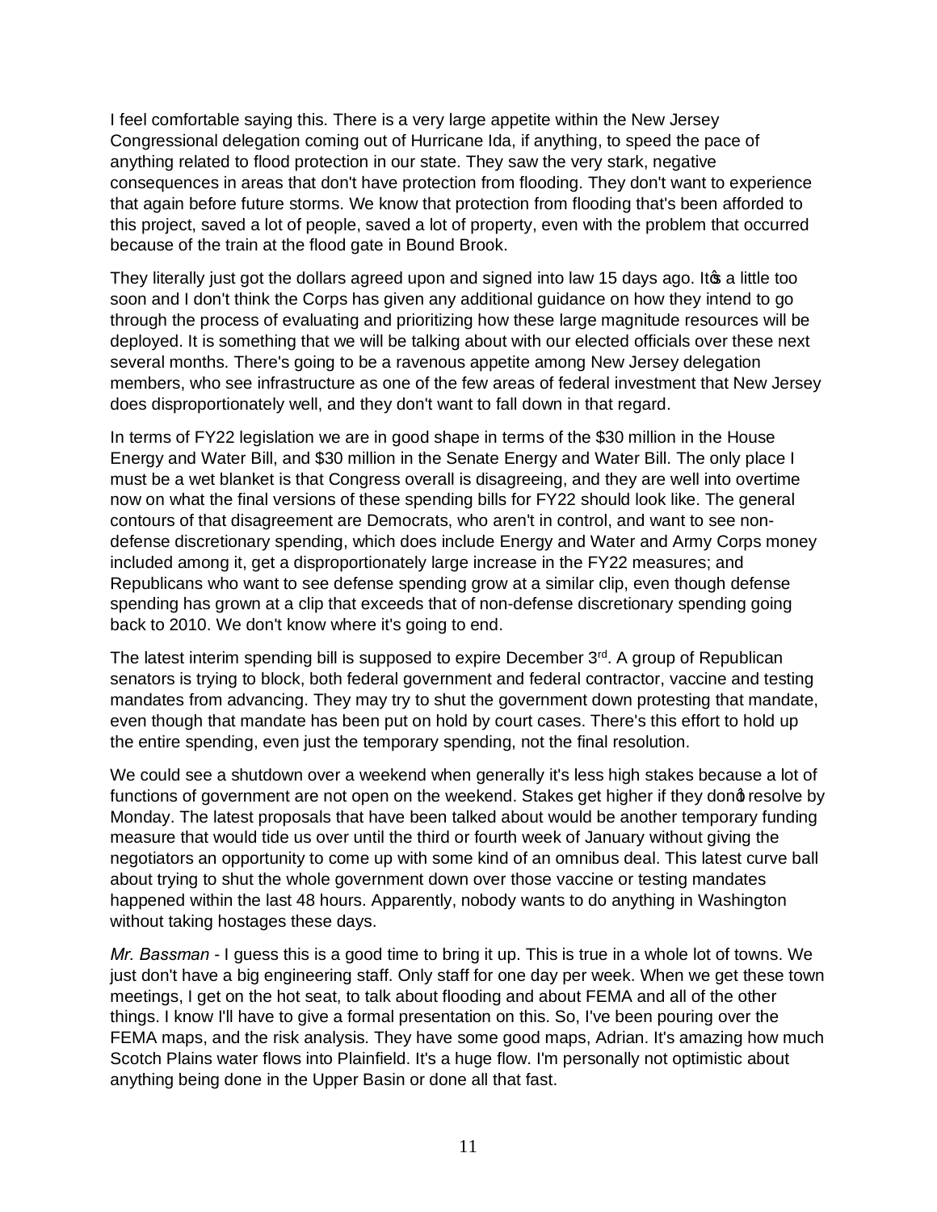I feel comfortable saying this. There is a very large appetite within the New Jersey Congressional delegation coming out of Hurricane Ida, if anything, to speed the pace of anything related to flood protection in our state. They saw the very stark, negative consequences in areas that don't have protection from flooding. They don't want to experience that again before future storms. We know that protection from flooding that's been afforded to this project, saved a lot of people, saved a lot of property, even with the problem that occurred because of the train at the flood gate in Bound Brook.

They literally just got the dollars agreed upon and signed into law 15 days ago. It's a little too soon and I don't think the Corps has given any additional guidance on how they intend to go through the process of evaluating and prioritizing how these large magnitude resources will be deployed. It is something that we will be talking about with our elected officials over these next several months. There's going to be a ravenous appetite among New Jersey delegation members, who see infrastructure as one of the few areas of federal investment that New Jersey does disproportionately well, and they don't want to fall down in that regard.

In terms of FY22 legislation we are in good shape in terms of the $30 million in the House Energy and Water Bill, and $30 million in the Senate Energy and Water Bill. The only place I must be a wet blanket is that Congress overall is disagreeing, and they are well into overtime now on what the final versions of these spending bills for FY22 should look like. The general contours of that disagreement are Democrats, who aren't in control, and want to see non-defense discretionary spending, which does include Energy and Water and Army Corps money included among it, get a disproportionately large increase in the FY22 measures; and Republicans who want to see defense spending grow at a similar clip, even though defense spending has grown at a clip that exceeds that of non-defense discretionary spending going back to 2010. We don't know where it's going to end.

The latest interim spending bill is supposed to expire December 3rd. A group of Republican senators is trying to block, both federal government and federal contractor, vaccine and testing mandates from advancing. They may try to shut the government down protesting that mandate, even though that mandate has been put on hold by court cases. There's this effort to hold up the entire spending, even just the temporary spending, not the final resolution.

We could see a shutdown over a weekend when generally it's less high stakes because a lot of functions of government are not open on the weekend. Stakes get higher if they don't resolve by Monday. The latest proposals that have been talked about would be another temporary funding measure that would tide us over until the third or fourth week of January without giving the negotiators an opportunity to come up with some kind of an omnibus deal. This latest curve ball about trying to shut the whole government down over those vaccine or testing mandates happened within the last 48 hours. Apparently, nobody wants to do anything in Washington without taking hostages these days.

*Mr. Bassman* - I guess this is a good time to bring it up. This is true in a whole lot of towns. We just don't have a big engineering staff. Only staff for one day per week. When we get these town meetings, I get on the hot seat, to talk about flooding and about FEMA and all of the other things. I know I'll have to give a formal presentation on this. So, I've been pouring over the FEMA maps, and the risk analysis. They have some good maps, Adrian. It's amazing how much Scotch Plains water flows into Plainfield. It's a huge flow. I'm personally not optimistic about anything being done in the Upper Basin or done all that fast.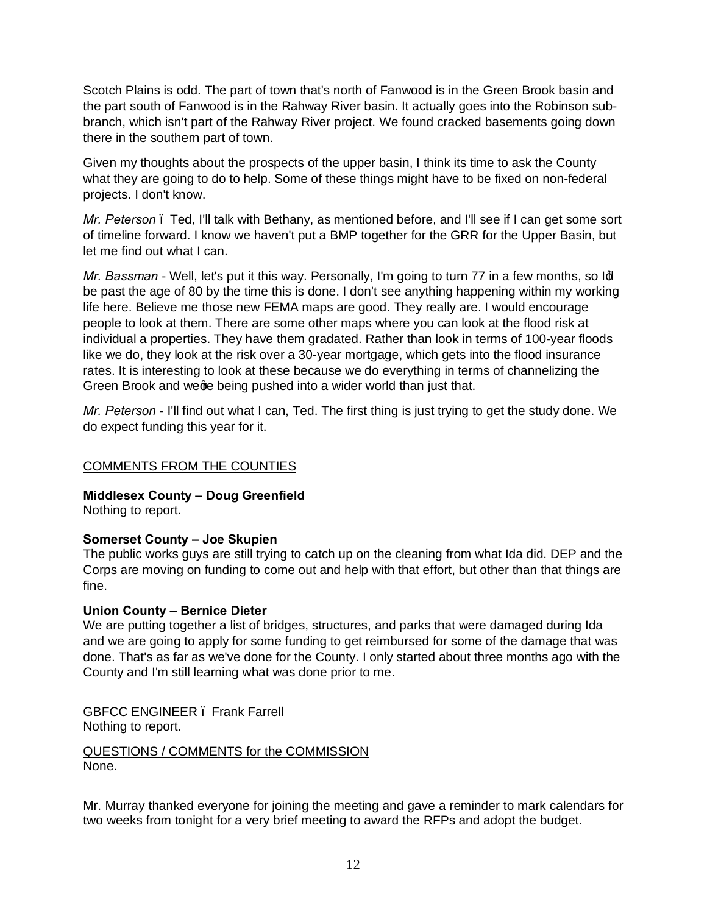Scotch Plains is odd. The part of town that's north of Fanwood is in the Green Brook basin and the part south of Fanwood is in the Rahway River basin. It actually goes into the Robinson sub-branch, which isn't part of the Rahway River project. We found cracked basements going down there in the southern part of town.

Given my thoughts about the prospects of the upper basin, I think its time to ask the County what they are going to do to help. Some of these things might have to be fixed on non-federal projects. I don't know.

*Mr. Peterson* – Ted, I'll talk with Bethany, as mentioned before, and I'll see if I can get some sort of timeline forward. I know we haven't put a BMP together for the GRR for the Upper Basin, but let me find out what I can.

*Mr. Bassman* - Well, let's put it this way. Personally, I'm going to turn 77 in a few months, so I'd be past the age of 80 by the time this is done. I don't see anything happening within my working life here. Believe me those new FEMA maps are good. They really are. I would encourage people to look at them. There are some other maps where you can look at the flood risk at individual a properties. They have them gradated. Rather than look in terms of 100-year floods like we do, they look at the risk over a 30-year mortgage, which gets into the flood insurance rates. It is interesting to look at these because we do everything in terms of channelizing the Green Brook and we're being pushed into a wider world than just that.

*Mr. Peterson* - I'll find out what I can, Ted. The first thing is just trying to get the study done. We do expect funding this year for it.

COMMENTS FROM THE COUNTIES

**Middlesex County – Doug Greenfield**
Nothing to report.

**Somerset County – Joe Skupien**
The public works guys are still trying to catch up on the cleaning from what Ida did. DEP and the Corps are moving on funding to come out and help with that effort, but other than that things are fine.

**Union County – Bernice Dieter**
We are putting together a list of bridges, structures, and parks that were damaged during Ida and we are going to apply for some funding to get reimbursed for some of the damage that was done. That's as far as we've done for the County. I only started about three months ago with the County and I'm still learning what was done prior to me.

GBFCC ENGINEER – Frank Farrell
Nothing to report.

QUESTIONS / COMMENTS for the COMMISSION
None.

Mr. Murray thanked everyone for joining the meeting and gave a reminder to mark calendars for two weeks from tonight for a very brief meeting to award the RFPs and adopt the budget.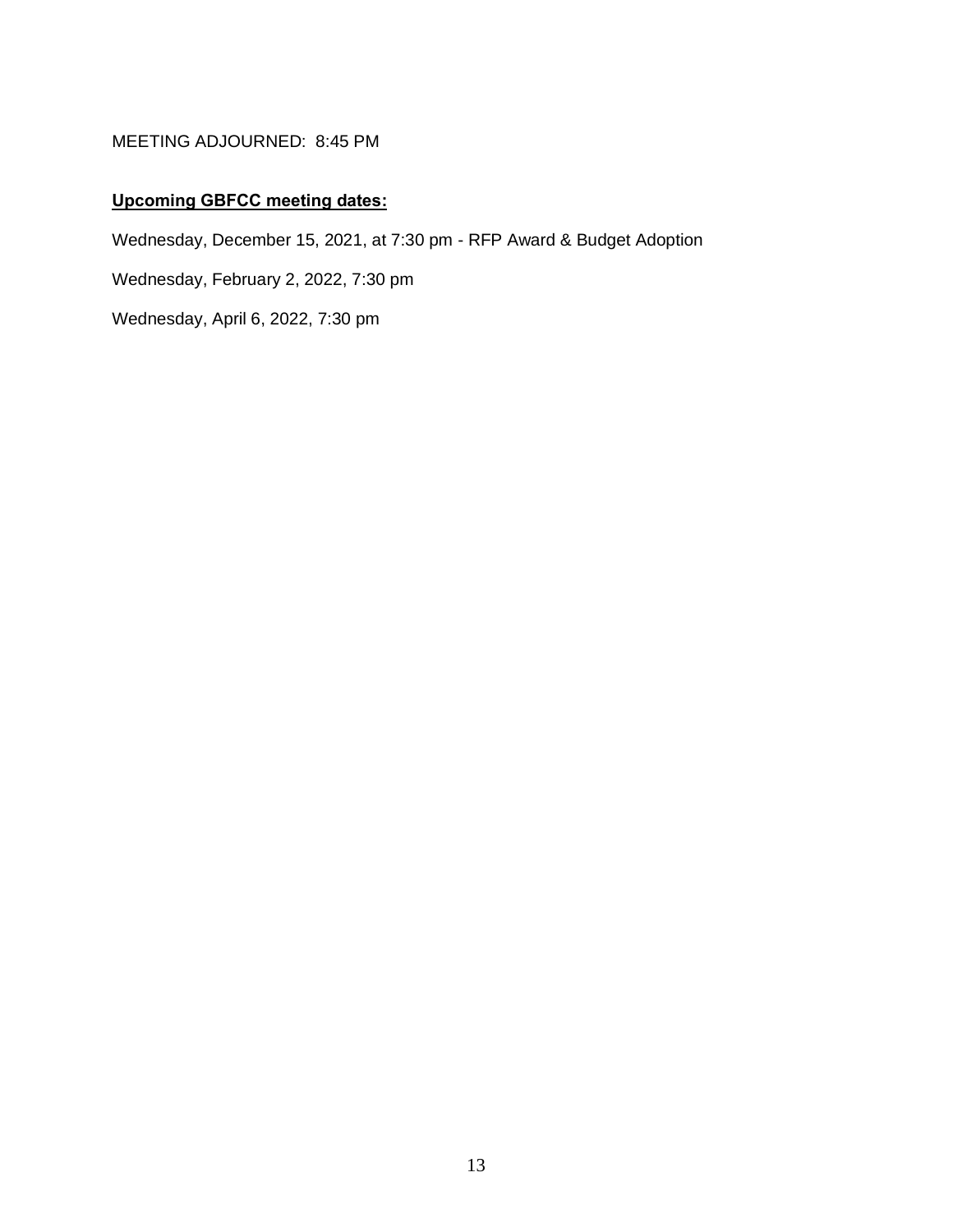MEETING ADJOURNED: 8:45 PM

**Upcoming GBFCC meeting dates:**

Wednesday, December 15, 2021, at 7:30 pm - RFP Award & Budget Adoption

Wednesday, February 2, 2022, 7:30 pm

Wednesday, April 6, 2022, 7:30 pm